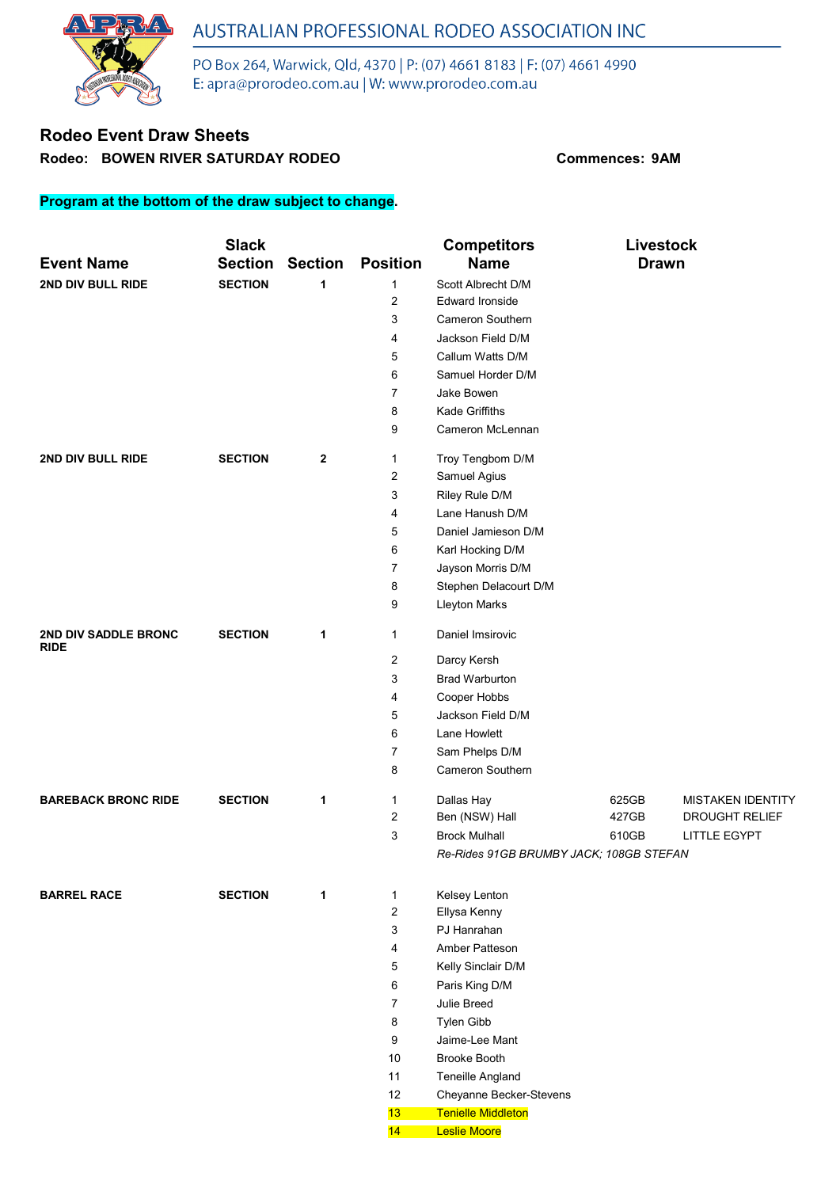AUSTRALIAN PROFESSIONAL RODEO ASSOCIATION INC

PO Box 264, Warwick, Qld, 4370 | P: (07) 4661 8183 | F: (07) 4661 4990
E: apra@prorodeo.com.au | W: www.prorodeo.com.au

## Rodeo Event Draw Sheets

**Rodeo: BOWEN RIVER SATURDAY RODEO** **Commences: 9AM**

**Program at the bottom of the draw subject to change.**

| Event Name | Slack Section | Section | Position | Competitors Name | Livestock Drawn | |
|---|---|---|---|---|---|---|
| **2ND DIV BULL RIDE** | **SECTION** | **1** | 1 | Scott Albrecht D/M | | |
| | | | 2 | Edward Ironside | | |
| | | | 3 | Cameron Southern | | |
| | | | 4 | Jackson Field D/M | | |
| | | | 5 | Callum Watts D/M | | |
| | | | 6 | Samuel Horder D/M | | |
| | | | 7 | Jake Bowen | | |
| | | | 8 | Kade Griffiths | | |
| | | | 9 | Cameron McLennan | | |
| **2ND DIV BULL RIDE** | **SECTION** | **2** | 1 | Troy Tengbom D/M | | |
| | | | 2 | Samuel Agius | | |
| | | | 3 | Riley Rule D/M | | |
| | | | 4 | Lane Hanush D/M | | |
| | | | 5 | Daniel Jamieson D/M | | |
| | | | 6 | Karl Hocking D/M | | |
| | | | 7 | Jayson Morris D/M | | |
| | | | 8 | Stephen Delacourt D/M | | |
| | | | 9 | Lleyton Marks | | |
| **2ND DIV SADDLE BRONC RIDE** | **SECTION** | **1** | 1 | Daniel Imsirovic | | |
| | | | 2 | Darcy Kersh | | |
| | | | 3 | Brad Warburton | | |
| | | | 4 | Cooper Hobbs | | |
| | | | 5 | Jackson Field D/M | | |
| | | | 6 | Lane Howlett | | |
| | | | 7 | Sam Phelps D/M | | |
| | | | 8 | Cameron Southern | | |
| **BAREBACK BRONC RIDE** | **SECTION** | **1** | 1 | Dallas Hay | 625GB | MISTAKEN IDENTITY |
| | | | 2 | Ben (NSW) Hall | 427GB | DROUGHT RELIEF |
| | | | 3 | Brock Mulhall | 610GB | LITTLE EGYPT |
| | | | | *Re-Rides 91GB BRUMBY JACK; 108GB STEFAN* | | |
| **BARREL RACE** | **SECTION** | **1** | 1 | Kelsey Lenton | | |
| | | | 2 | Ellysa Kenny | | |
| | | | 3 | PJ Hanrahan | | |
| | | | 4 | Amber Patteson | | |
| | | | 5 | Kelly Sinclair D/M | | |
| | | | 6 | Paris King D/M | | |
| | | | 7 | Julie Breed | | |
| | | | 8 | Tylen Gibb | | |
| | | | 9 | Jaime-Lee Mant | | |
| | | | 10 | Brooke Booth | | |
| | | | 11 | Teneille Angland | | |
| | | | 12 | Cheyanne Becker-Stevens | | |
| | | | 13 | Tenielle Middleton | | |
| | | | 14 | Leslie Moore | | |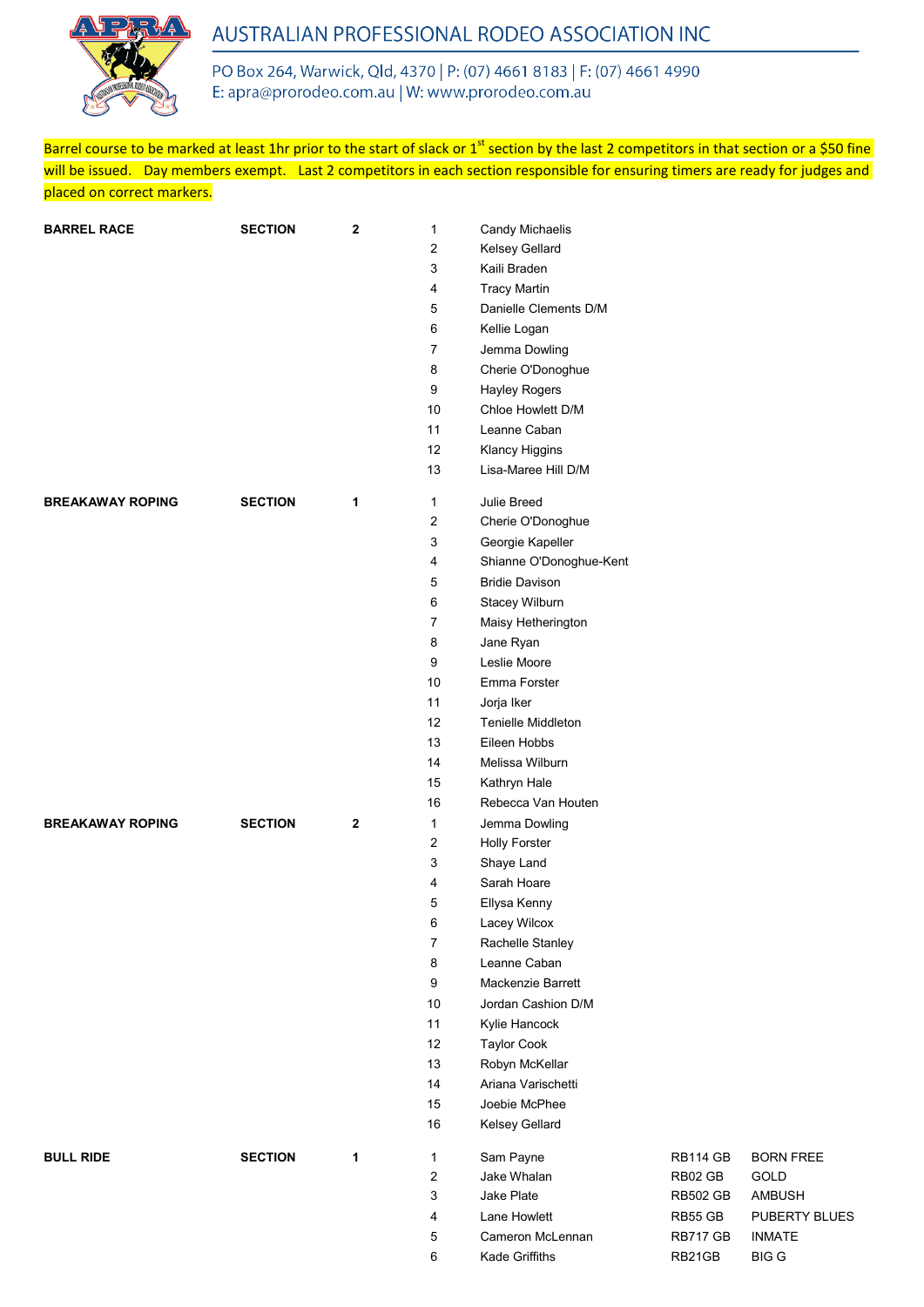# AUSTRALIAN PROFESSIONAL RODEO ASSOCIATION INC

PO Box 264, Warwick, Qld, 4370 | P: (07) 4661 8183 | F: (07) 4661 4990
E: apra@prorodeo.com.au | W: www.prorodeo.com.au

Barrel course to be marked at least 1hr prior to the start of slack or 1st section by the last 2 competitors in that section or a $50 fine will be issued. Day members exempt. Last 2 competitors in each section responsible for ensuring timers are ready for judges and placed on correct markers.

| Event | | Section | No. | Competitor | | |
|---|---|---|---|---|---|---|
| **BARREL RACE** | **SECTION** | **2** | 1 | Candy Michaelis | | |
| | | | 2 | Kelsey Gellard | | |
| | | | 3 | Kaili Braden | | |
| | | | 4 | Tracy Martin | | |
| | | | 5 | Danielle Clements D/M | | |
| | | | 6 | Kellie Logan | | |
| | | | 7 | Jemma Dowling | | |
| | | | 8 | Cherie O'Donoghue | | |
| | | | 9 | Hayley Rogers | | |
| | | | 10 | Chloe Howlett D/M | | |
| | | | 11 | Leanne Caban | | |
| | | | 12 | Klancy Higgins | | |
| | | | 13 | Lisa-Maree Hill D/M | | |
| **BREAKAWAY ROPING** | **SECTION** | **1** | 1 | Julie Breed | | |
| | | | 2 | Cherie O'Donoghue | | |
| | | | 3 | Georgie Kapeller | | |
| | | | 4 | Shianne O'Donoghue-Kent | | |
| | | | 5 | Bridie Davison | | |
| | | | 6 | Stacey Wilburn | | |
| | | | 7 | Maisy Hetherington | | |
| | | | 8 | Jane Ryan | | |
| | | | 9 | Leslie Moore | | |
| | | | 10 | Emma Forster | | |
| | | | 11 | Jorja Iker | | |
| | | | 12 | Tenielle Middleton | | |
| | | | 13 | Eileen Hobbs | | |
| | | | 14 | Melissa Wilburn | | |
| | | | 15 | Kathryn Hale | | |
| | | | 16 | Rebecca Van Houten | | |
| **BREAKAWAY ROPING** | **SECTION** | **2** | 1 | Jemma Dowling | | |
| | | | 2 | Holly Forster | | |
| | | | 3 | Shaye Land | | |
| | | | 4 | Sarah Hoare | | |
| | | | 5 | Ellysa Kenny | | |
| | | | 6 | Lacey Wilcox | | |
| | | | 7 | Rachelle Stanley | | |
| | | | 8 | Leanne Caban | | |
| | | | 9 | Mackenzie Barrett | | |
| | | | 10 | Jordan Cashion D/M | | |
| | | | 11 | Kylie Hancock | | |
| | | | 12 | Taylor Cook | | |
| | | | 13 | Robyn McKellar | | |
| | | | 14 | Ariana Varischetti | | |
| | | | 15 | Joebie McPhee | | |
| | | | 16 | Kelsey Gellard | | |
| **BULL RIDE** | **SECTION** | **1** | 1 | Sam Payne | RB114 GB | BORN FREE |
| | | | 2 | Jake Whalan | RB02 GB | GOLD |
| | | | 3 | Jake Plate | RB502 GB | AMBUSH |
| | | | 4 | Lane Howlett | RB55 GB | PUBERTY BLUES |
| | | | 5 | Cameron McLennan | RB717 GB | INMATE |
| | | | 6 | Kade Griffiths | RB21GB | BIG G |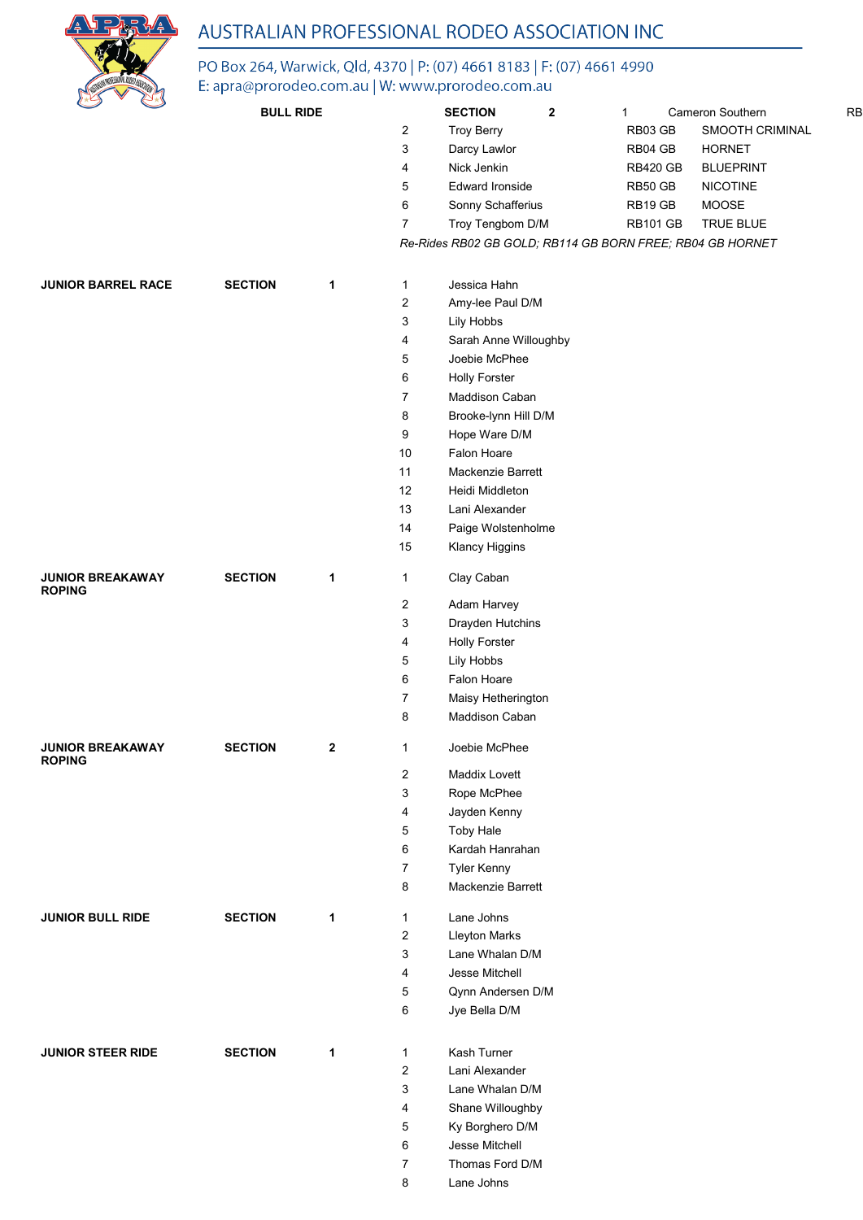# AUSTRALIAN PROFESSIONAL RODEO ASSOCIATION INC

PO Box 264, Warwick, Qld, 4370 | P: (07) 4661 8183 | F: (07) 4661 4990
E: apra@prorodeo.com.au | W: www.prorodeo.com.au

**BULL RIDE** **SECTION** **2**

| # | Name | Number | Animal |
|---|---|---|---|
| 1 | Cameron Southern | RB | |
| 2 | Troy Berry | RB03 GB | SMOOTH CRIMINAL |
| 3 | Darcy Lawlor | RB04 GB | HORNET |
| 4 | Nick Jenkin | RB420 GB | BLUEPRINT |
| 5 | Edward Ironside | RB50 GB | NICOTINE |
| 6 | Sonny Schafferius | RB19 GB | MOOSE |
| 7 | Troy Tengbom D/M | RB101 GB | TRUE BLUE |

*Re-Rides RB02 GB GOLD; RB114 GB BORN FREE; RB04 GB HORNET*

**JUNIOR BARREL RACE** **SECTION** **1**

1. Jessica Hahn
2. Amy-lee Paul D/M
3. Lily Hobbs
4. Sarah Anne Willoughby
5. Joebie McPhee
6. Holly Forster
7. Maddison Caban
8. Brooke-lynn Hill D/M
9. Hope Ware D/M
10. Falon Hoare
11. Mackenzie Barrett
12. Heidi Middleton
13. Lani Alexander
14. Paige Wolstenholme
15. Klancy Higgins

**JUNIOR BREAKAWAY ROPING** **SECTION** **1**

1. Clay Caban
2. Adam Harvey
3. Drayden Hutchins
4. Holly Forster
5. Lily Hobbs
6. Falon Hoare
7. Maisy Hetherington
8. Maddison Caban

**JUNIOR BREAKAWAY ROPING** **SECTION** **2**

1. Joebie McPhee
2. Maddix Lovett
3. Rope McPhee
4. Jayden Kenny
5. Toby Hale
6. Kardah Hanrahan
7. Tyler Kenny
8. Mackenzie Barrett

**JUNIOR BULL RIDE** **SECTION** **1**

1. Lane Johns
2. Lleyton Marks
3. Lane Whalan D/M
4. Jesse Mitchell
5. Qynn Andersen D/M
6. Jye Bella D/M

**JUNIOR STEER RIDE** **SECTION** **1**

1. Kash Turner
2. Lani Alexander
3. Lane Whalan D/M
4. Shane Willoughby
5. Ky Borghero D/M
6. Jesse Mitchell
7. Thomas Ford D/M
8. Lane Johns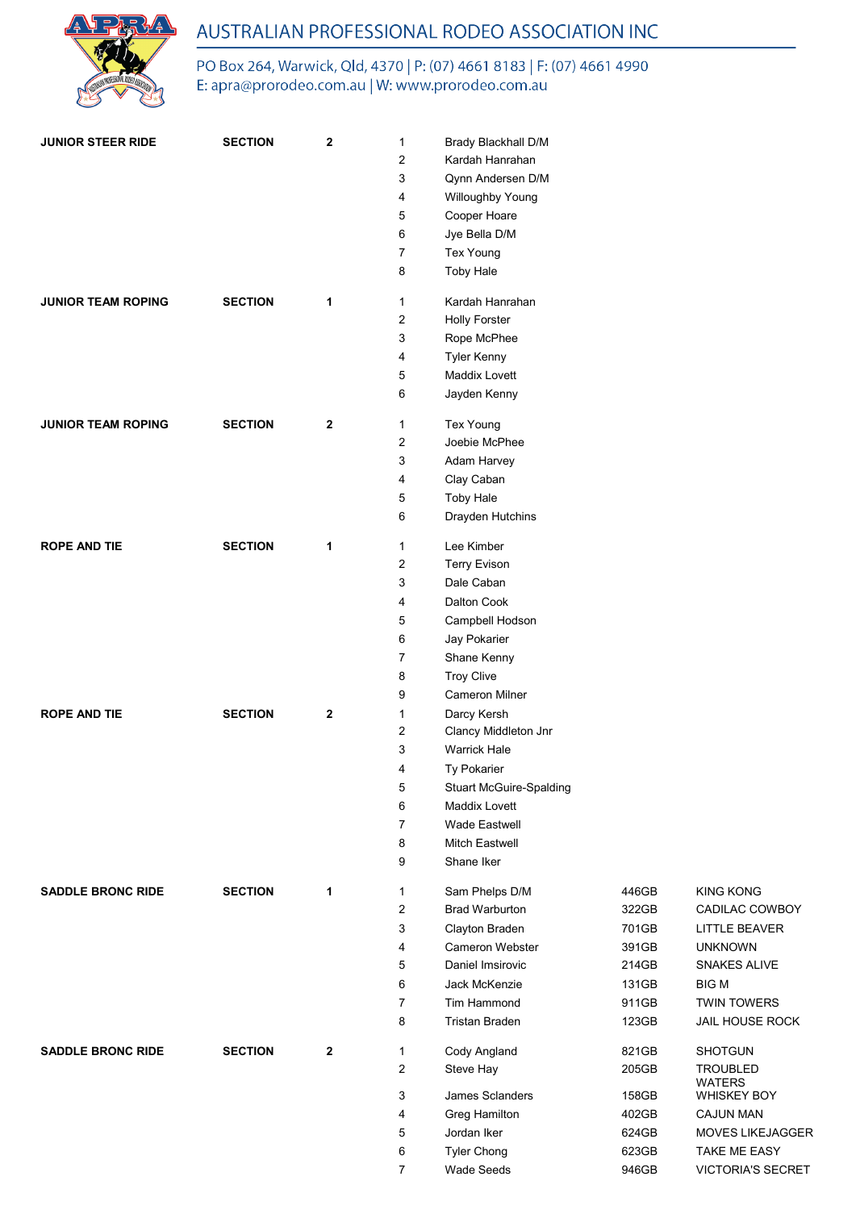# AUSTRALIAN PROFESSIONAL RODEO ASSOCIATION INC

PO Box 264, Warwick, Qld, 4370 | P: (07) 4661 8183 | F: (07) 4661 4990
E: apra@prorodeo.com.au | W: www.prorodeo.com.au

| Event | Section | No. | Draw | Name | Number | Animal |
|---|---|---|---|---|---|---|
| JUNIOR STEER RIDE | SECTION | 2 | 1 | Brady Blackhall D/M | | |
| | | | 2 | Kardah Hanrahan | | |
| | | | 3 | Qynn Andersen D/M | | |
| | | | 4 | Willoughby Young | | |
| | | | 5 | Cooper Hoare | | |
| | | | 6 | Jye Bella D/M | | |
| | | | 7 | Tex Young | | |
| | | | 8 | Toby Hale | | |
| JUNIOR TEAM ROPING | SECTION | 1 | 1 | Kardah Hanrahan | | |
| | | | 2 | Holly Forster | | |
| | | | 3 | Rope McPhee | | |
| | | | 4 | Tyler Kenny | | |
| | | | 5 | Maddix Lovett | | |
| | | | 6 | Jayden Kenny | | |
| JUNIOR TEAM ROPING | SECTION | 2 | 1 | Tex Young | | |
| | | | 2 | Joebie McPhee | | |
| | | | 3 | Adam Harvey | | |
| | | | 4 | Clay Caban | | |
| | | | 5 | Toby Hale | | |
| | | | 6 | Drayden Hutchins | | |
| ROPE AND TIE | SECTION | 1 | 1 | Lee Kimber | | |
| | | | 2 | Terry Evison | | |
| | | | 3 | Dale Caban | | |
| | | | 4 | Dalton Cook | | |
| | | | 5 | Campbell Hodson | | |
| | | | 6 | Jay Pokarier | | |
| | | | 7 | Shane Kenny | | |
| | | | 8 | Troy Clive | | |
| | | | 9 | Cameron Milner | | |
| ROPE AND TIE | SECTION | 2 | 1 | Darcy Kersh | | |
| | | | 2 | Clancy Middleton Jnr | | |
| | | | 3 | Warrick Hale | | |
| | | | 4 | Ty Pokarier | | |
| | | | 5 | Stuart McGuire-Spalding | | |
| | | | 6 | Maddix Lovett | | |
| | | | 7 | Wade Eastwell | | |
| | | | 8 | Mitch Eastwell | | |
| | | | 9 | Shane Iker | | |
| SADDLE BRONC RIDE | SECTION | 1 | 1 | Sam Phelps D/M | 446GB | KING KONG |
| | | | 2 | Brad Warburton | 322GB | CADILAC COWBOY |
| | | | 3 | Clayton Braden | 701GB | LITTLE BEAVER |
| | | | 4 | Cameron Webster | 391GB | UNKNOWN |
| | | | 5 | Daniel Imsirovic | 214GB | SNAKES ALIVE |
| | | | 6 | Jack McKenzie | 131GB | BIG M |
| | | | 7 | Tim Hammond | 911GB | TWIN TOWERS |
| | | | 8 | Tristan Braden | 123GB | JAIL HOUSE ROCK |
| SADDLE BRONC RIDE | SECTION | 2 | 1 | Cody Angland | 821GB | SHOTGUN |
| | | | 2 | Steve Hay | 205GB | TROUBLED WATERS |
| | | | 3 | James Sclanders | 158GB | WHISKEY BOY |
| | | | 4 | Greg Hamilton | 402GB | CAJUN MAN |
| | | | 5 | Jordan Iker | 624GB | MOVES LIKEJAGGER |
| | | | 6 | Tyler Chong | 623GB | TAKE ME EASY |
| | | | 7 | Wade Seeds | 946GB | VICTORIA'S SECRET |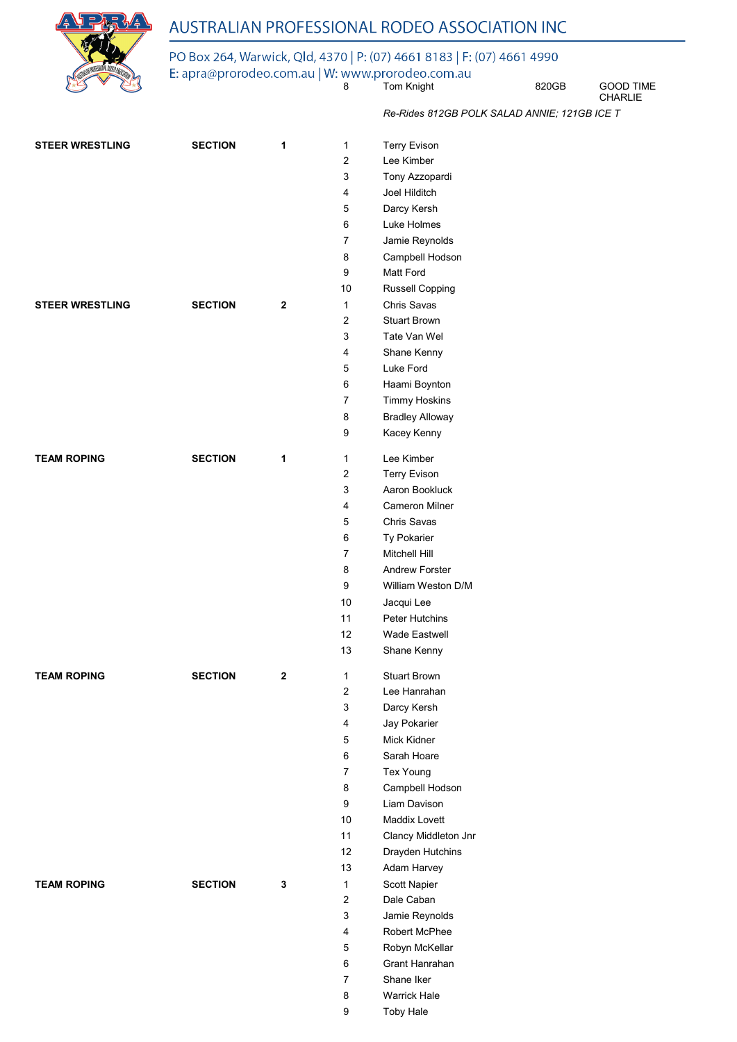| | | | | | |
|---|---|---|---|---|---|
| | | | 8 | Tom Knight | 820GB | GOOD TIME CHARLIE |
| | | | | *Re-Rides 812GB POLK SALAD ANNIE; 121GB ICE T* | | |
| **STEER WRESTLING** | **SECTION** | **1** | 1 | Terry Evison | | |
| | | | 2 | Lee Kimber | | |
| | | | 3 | Tony Azzopardi | | |
| | | | 4 | Joel Hilditch | | |
| | | | 5 | Darcy Kersh | | |
| | | | 6 | Luke Holmes | | |
| | | | 7 | Jamie Reynolds | | |
| | | | 8 | Campbell Hodson | | |
| | | | 9 | Matt Ford | | |
| | | | 10 | Russell Copping | | |
| **STEER WRESTLING** | **SECTION** | **2** | 1 | Chris Savas | | |
| | | | 2 | Stuart Brown | | |
| | | | 3 | Tate Van Wel | | |
| | | | 4 | Shane Kenny | | |
| | | | 5 | Luke Ford | | |
| | | | 6 | Haami Boynton | | |
| | | | 7 | Timmy Hoskins | | |
| | | | 8 | Bradley Alloway | | |
| | | | 9 | Kacey Kenny | | |
| **TEAM ROPING** | **SECTION** | **1** | 1 | Lee Kimber | | |
| | | | 2 | Terry Evison | | |
| | | | 3 | Aaron Bookluck | | |
| | | | 4 | Cameron Milner | | |
| | | | 5 | Chris Savas | | |
| | | | 6 | Ty Pokarier | | |
| | | | 7 | Mitchell Hill | | |
| | | | 8 | Andrew Forster | | |
| | | | 9 | William Weston D/M | | |
| | | | 10 | Jacqui Lee | | |
| | | | 11 | Peter Hutchins | | |
| | | | 12 | Wade Eastwell | | |
| | | | 13 | Shane Kenny | | |
| **TEAM ROPING** | **SECTION** | **2** | 1 | Stuart Brown | | |
| | | | 2 | Lee Hanrahan | | |
| | | | 3 | Darcy Kersh | | |
| | | | 4 | Jay Pokarier | | |
| | | | 5 | Mick Kidner | | |
| | | | 6 | Sarah Hoare | | |
| | | | 7 | Tex Young | | |
| | | | 8 | Campbell Hodson | | |
| | | | 9 | Liam Davison | | |
| | | | 10 | Maddix Lovett | | |
| | | | 11 | Clancy Middleton Jnr | | |
| | | | 12 | Drayden Hutchins | | |
| | | | 13 | Adam Harvey | | |
| **TEAM ROPING** | **SECTION** | **3** | 1 | Scott Napier | | |
| | | | 2 | Dale Caban | | |
| | | | 3 | Jamie Reynolds | | |
| | | | 4 | Robert McPhee | | |
| | | | 5 | Robyn McKellar | | |
| | | | 6 | Grant Hanrahan | | |
| | | | 7 | Shane Iker | | |
| | | | 8 | Warrick Hale | | |
| | | | 9 | Toby Hale | | |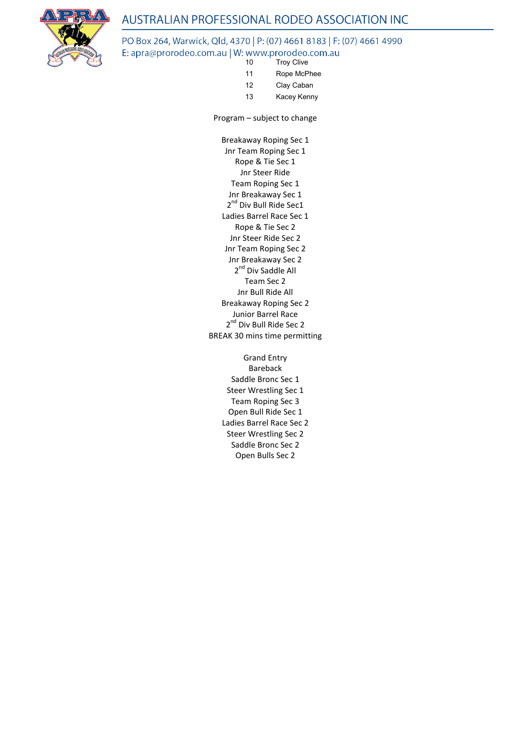| | |
|---|---|
| 10 | Troy Clive |
| 11 | Rope McPhee |
| 12 | Clay Caban |
| 13 | Kacey Kenny |

Program – subject to change

Breakaway Roping Sec 1
Jnr Team Roping Sec 1
Rope & Tie Sec 1
Jnr Steer Ride
Team Roping Sec 1
Jnr Breakaway Sec 1
2nd Div Bull Ride Sec1
Ladies Barrel Race Sec 1
Rope & Tie Sec 2
Jnr Steer Ride Sec 2
Jnr Team Roping Sec 2
Jnr Breakaway Sec 2
2nd Div Saddle All
Team Sec 2
Jnr Bull Ride All
Breakaway Roping Sec 2
Junior Barrel Race
2nd Div Bull Ride Sec 2
BREAK 30 mins time permitting

Grand Entry
Bareback
Saddle Bronc Sec 1
Steer Wrestling Sec 1
Team Roping Sec 3
Open Bull Ride Sec 1
Ladies Barrel Race Sec 2
Steer Wrestling Sec 2
Saddle Bronc Sec 2
Open Bulls Sec 2